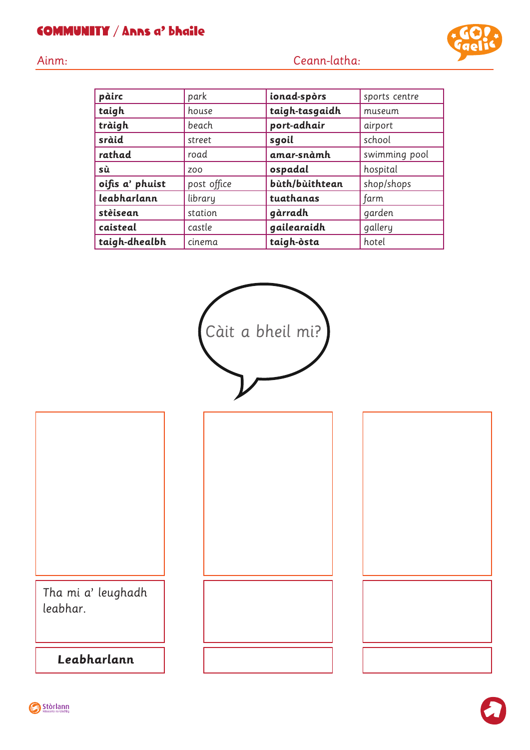# COMMUNITY / Anns a' bhaile

Ainm:

Ceann-latha:

| pàirc | park | ionad-spòrs | sports centre |
|---|---|---|---|
| taigh | house | taigh-tasgaidh | museum |
| tràigh | beach | port-adhair | airport |
| sràid | street | sgoil | school |
| rathad | road | amar-snàmh | swimming pool |
| sù | zoo | ospadal | hospital |
| oifis a' phuist | post office | bùth/bùithtean | shop/shops |
| leabharlann | library | tuathanas | farm |
| stèisean | station | gàrradh | garden |
| caisteal | castle | gailearaidh | gallery |
| taigh-dhealbh | cinema | taigh-òsta | hotel |

Càit a bheil mi?

Tha mi a' leughadh leabhar.

**Leabharlann**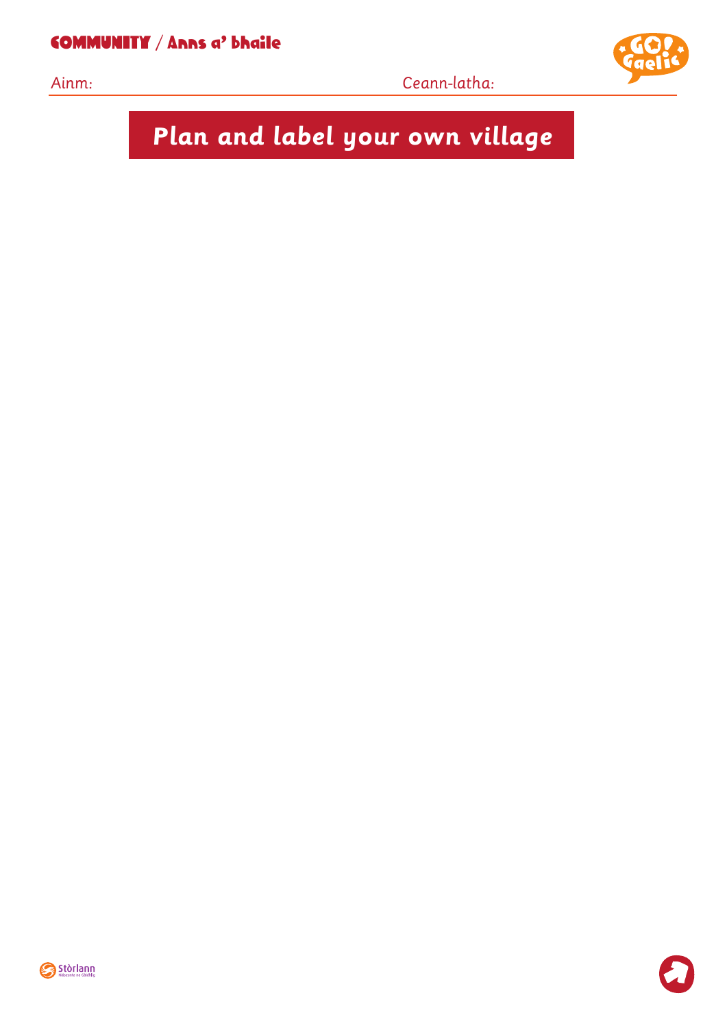COMMUNITY / Anns a' bhaile

Ainm: Ceann-latha:

# Plan and label your own village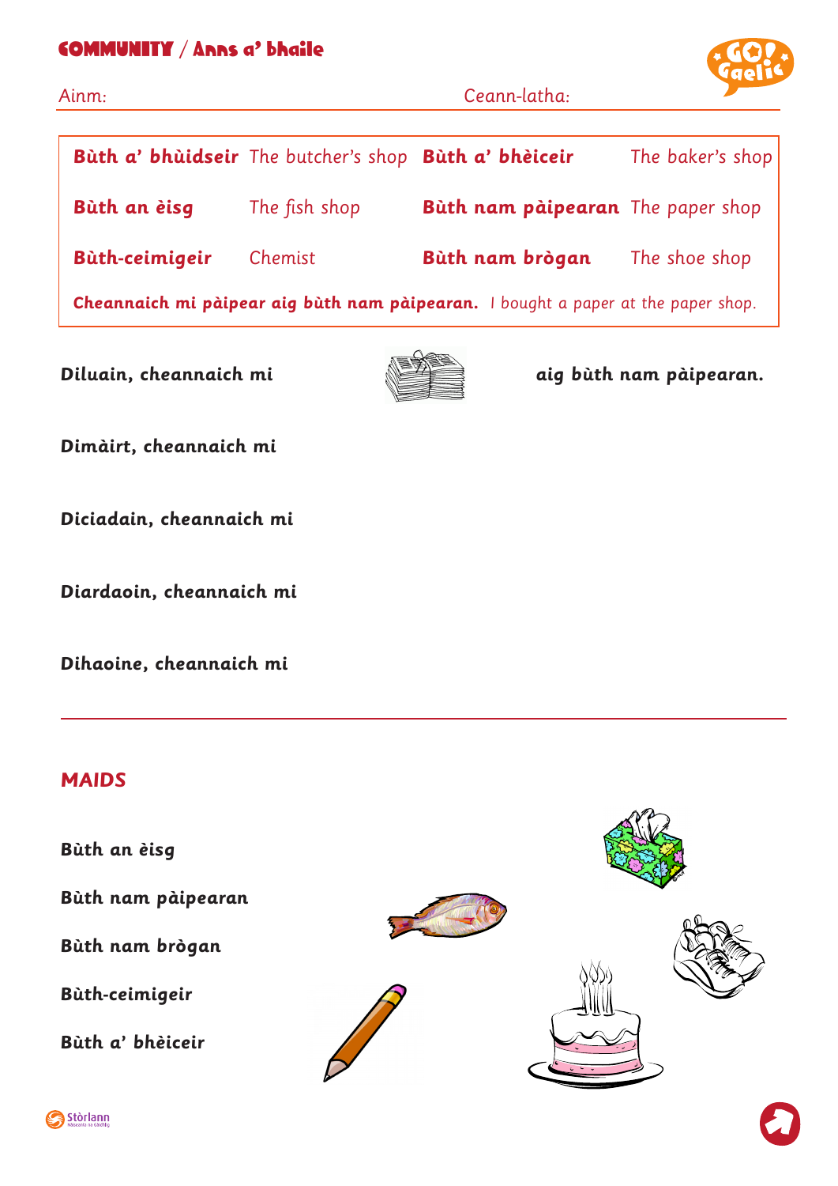## COMMUNITY / Anns a' bhaile

Ainm: Ceann-latha:

| | | | |
|---|---|---|---|
| **Bùth a' bhùidseir** | The butcher's shop | **Bùth a' bhèiceir** | The baker's shop |
| **Bùth an èisg** | The fish shop | **Bùth nam pàipearan** | The paper shop |
| **Bùth-ceimigeir** | Chemist | **Bùth nam brògan** | The shoe shop |

**Cheannaich mi pàipear aig bùth nam pàipearan.** *I bought a paper at the paper shop.*

**Diluain, cheannaich mi** **aig bùth nam pàipearan.**

**Dimàirt, cheannaich mi**

**Diciadain, cheannaich mi**

**Diardaoin, cheannaich mi**

**Dihaoine, cheannaich mi**

---

### MAIDS

**Bùth an èisg**

**Bùth nam pàipearan**

**Bùth nam brògan**

**Bùth-ceimigeir**

**Bùth a' bhèiceir**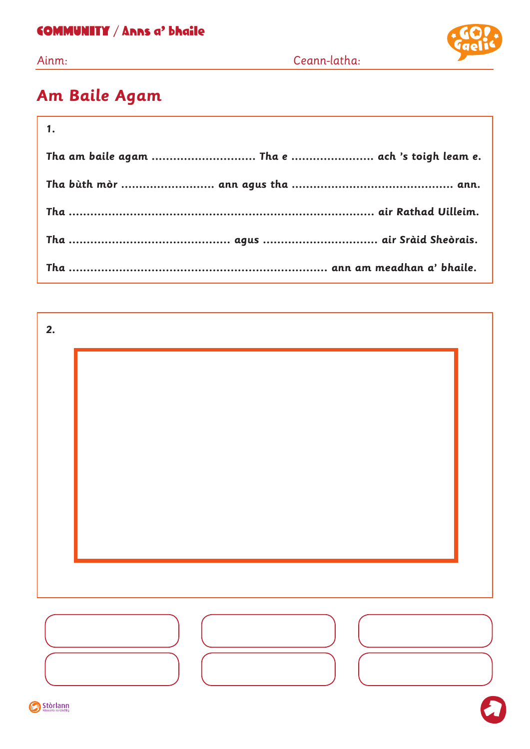**COMMUNITY** / **Anns a' bhaile**

Ainm: Ceann-latha:

# Am Baile Agam

**1.**

**Tha am baile agam ............................ Tha e ...................... ach 's toigh leam e.**

**Tha bùth mòr ......................... ann agus tha ........................................... ann.**

**Tha .......................................................................... air Rathad Uilleim.**

**Tha ........................................... agus ............................... air Sràid Sheòrais.**

**Tha ...................................................................... ann am meadhan a' bhaile.**

**2.**